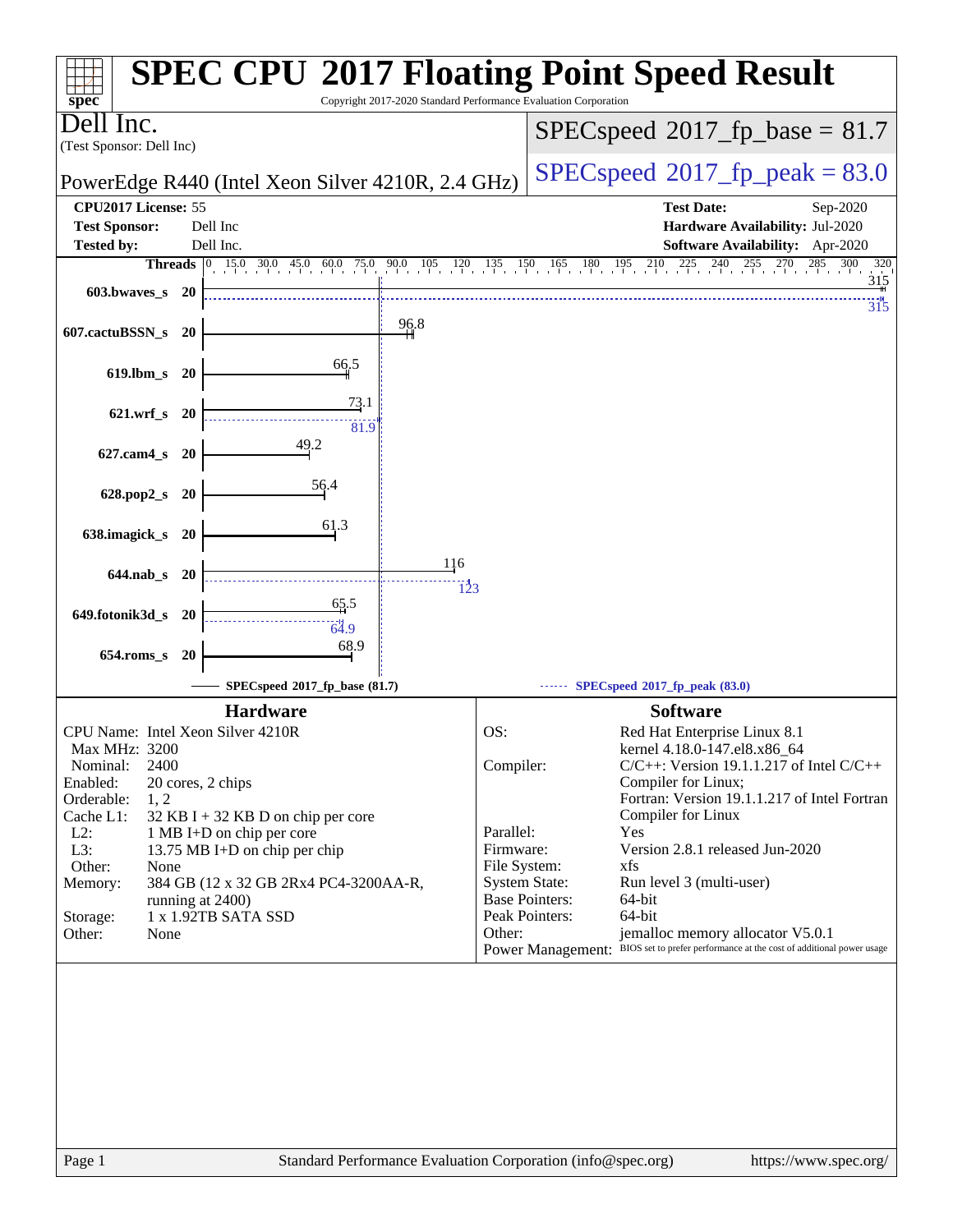# SPEC CPU 2017 Floating Point Speed Result

Copyright 2017-2020 Standard Performance Evaluation Corporation

**Dell Inc.**
(Test Sponsor: Dell Inc)

PowerEdge R440 (Intel Xeon Silver 4210R, 2.4 GHz)

SPECspeed 2017_fp_base = 81.7

SPECspeed 2017_fp_peak = 83.0

| | | | |
|---|---|---|---|
| **CPU2017 License:** | 55 | **Test Date:** | Sep-2020 |
| **Test Sponsor:** | Dell Inc | **Hardware Availability:** | Jul-2020 |
| **Tested by:** | Dell Inc. | **Software Availability:** | Apr-2020 |

| Benchmark | Threads | Base | Peak |
|---|---|---|---|
| 603.bwaves_s | 20 | 315 | 315 |
| 607.cactuBSSN_s | 20 | 96.8 | |
| 619.lbm_s | 20 | 66.5 | |
| 621.wrf_s | 20 | 73.1 | 81.9 |
| 627.cam4_s | 20 | 49.2 | |
| 628.pop2_s | 20 | 56.4 | |
| 638.imagick_s | 20 | 61.3 | |
| 644.nab_s | 20 | 116 | 123 |
| 649.fotonik3d_s | 20 | 65.5 | 64.9 |
| 654.roms_s | 20 | 68.9 | |

SPECspeed 2017_fp_base (81.7) — SPECspeed 2017_fp_peak (83.0)

## Hardware

| | |
|---|---|
| CPU Name: | Intel Xeon Silver 4210R |
| Max MHz: | 3200 |
| Nominal: | 2400 |
| Enabled: | 20 cores, 2 chips |
| Orderable: | 1, 2 |
| Cache L1: | 32 KB I + 32 KB D on chip per core |
| L2: | 1 MB I+D on chip per core |
| L3: | 13.75 MB I+D on chip per chip |
| Other: | None |
| Memory: | 384 GB (12 x 32 GB 2Rx4 PC4-3200AA-R, running at 2400) |
| Storage: | 1 x 1.92TB SATA SSD |
| Other: | None |

## Software

| | |
|---|---|
| OS: | Red Hat Enterprise Linux 8.1 kernel 4.18.0-147.el8.x86_64 |
| Compiler: | C/C++: Version 19.1.1.217 of Intel C/C++ Compiler for Linux; Fortran: Version 19.1.1.217 of Intel Fortran Compiler for Linux |
| Parallel: | Yes |
| Firmware: | Version 2.8.1 released Jun-2020 |
| File System: | xfs |
| System State: | Run level 3 (multi-user) |
| Base Pointers: | 64-bit |
| Peak Pointers: | 64-bit |
| Other: | jemalloc memory allocator V5.0.1 |
| Power Management: | BIOS set to prefer performance at the cost of additional power usage |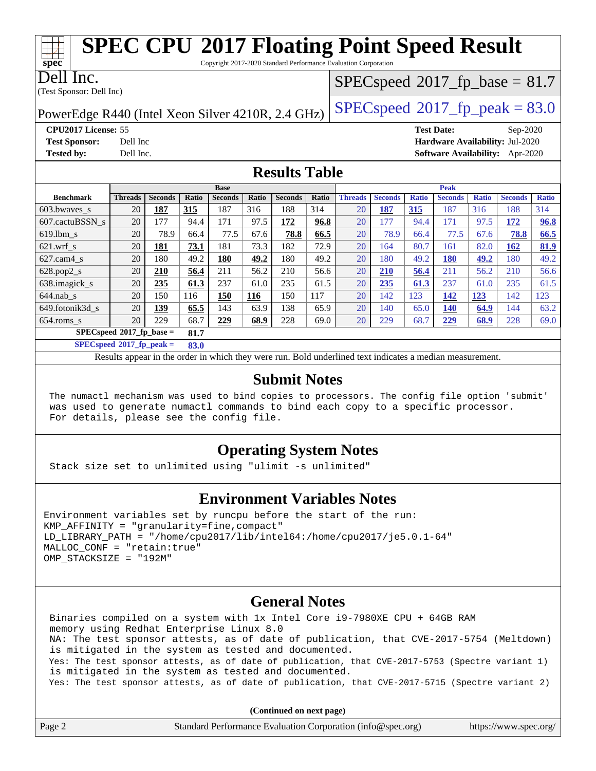# SPEC CPU 2017 Floating Point Speed Result

Copyright 2017-2020 Standard Performance Evaluation Corporation

Dell Inc.
(Test Sponsor: Dell Inc)

PowerEdge R440 (Intel Xeon Silver 4210R, 2.4 GHz)

SPECspeed 2017_fp_base = 81.7

SPECspeed 2017_fp_peak = 83.0

**CPU2017 License:** 55
**Test Sponsor:** Dell Inc
**Tested by:** Dell Inc.

**Test Date:** Sep-2020
**Hardware Availability:** Jul-2020
**Software Availability:** Apr-2020

## Results Table

| Benchmark | Base | | | | | | | Peak | | | | | | |
|---|---|---|---|---|---|---|---|---|---|---|---|---|---|---|
| | Threads | Seconds | Ratio | Seconds | Ratio | Seconds | Ratio | Threads | Seconds | Ratio | Seconds | Ratio | Seconds | Ratio |
| 603.bwaves_s | 20 | **187** | **315** | 187 | 316 | 188 | 314 | 20 | **187** | **315** | 187 | 316 | 188 | 314 |
| 607.cactuBSSN_s | 20 | 177 | 94.4 | 171 | 97.5 | **172** | **96.8** | 20 | 177 | 94.4 | 171 | 97.5 | **172** | **96.8** |
| 619.lbm_s | 20 | 78.9 | 66.4 | 77.5 | 67.6 | **78.8** | **66.5** | 20 | 78.9 | 66.4 | 77.5 | 67.6 | **78.8** | **66.5** |
| 621.wrf_s | 20 | **181** | **73.1** | 181 | 73.3 | 182 | 72.9 | 20 | 164 | 80.7 | 161 | 82.0 | **162** | **81.9** |
| 627.cam4_s | 20 | 180 | 49.2 | **180** | **49.2** | 180 | 49.2 | 20 | 180 | 49.2 | **180** | **49.2** | 180 | 49.2 |
| 628.pop2_s | 20 | **210** | **56.4** | 211 | 56.2 | 210 | 56.6 | 20 | **210** | **56.4** | 211 | 56.2 | 210 | 56.6 |
| 638.imagick_s | 20 | **235** | **61.3** | 237 | 61.0 | 235 | 61.5 | 20 | **235** | **61.3** | 237 | 61.0 | 235 | 61.5 |
| 644.nab_s | 20 | 150 | 116 | **150** | **116** | 150 | 117 | 20 | 142 | 123 | **142** | **123** | 142 | 123 |
| 649.fotonik3d_s | 20 | **139** | **65.5** | 143 | 63.9 | 138 | 65.9 | 20 | 140 | 65.0 | **140** | **64.9** | 144 | 63.2 |
| 654.roms_s | 20 | 229 | 68.7 | **229** | **68.9** | 228 | 69.0 | 20 | 229 | 68.7 | **229** | **68.9** | 228 | 69.0 |
| SPECspeed 2017_fp_base = | | **81.7** | | | | | | | | | | | | |
| SPECspeed 2017_fp_peak = | | **83.0** | | | | | | | | | | | | |

Results appear in the order in which they were run. Bold underlined text indicates a median measurement.

## Submit Notes

```
The numactl mechanism was used to bind copies to processors. The config file option 'submit'
was used to generate numactl commands to bind each copy to a specific processor.
For details, please see the config file.
```

## Operating System Notes

```
Stack size set to unlimited using "ulimit -s unlimited"
```

## Environment Variables Notes

```
Environment variables set by runcpu before the start of the run:
KMP_AFFINITY = "granularity=fine,compact"
LD_LIBRARY_PATH = "/home/cpu2017/lib/intel64:/home/cpu2017/je5.0.1-64"
MALLOC_CONF = "retain:true"
OMP_STACKSIZE = "192M"
```

## General Notes

```
Binaries compiled on a system with 1x Intel Core i9-7980XE CPU + 64GB RAM
memory using Redhat Enterprise Linux 8.0
NA: The test sponsor attests, as of date of publication, that CVE-2017-5754 (Meltdown)
is mitigated in the system as tested and documented.
Yes: The test sponsor attests, as of date of publication, that CVE-2017-5753 (Spectre variant 1)
is mitigated in the system as tested and documented.
Yes: The test sponsor attests, as of date of publication, that CVE-2017-5715 (Spectre variant 2)
```

**(Continued on next page)**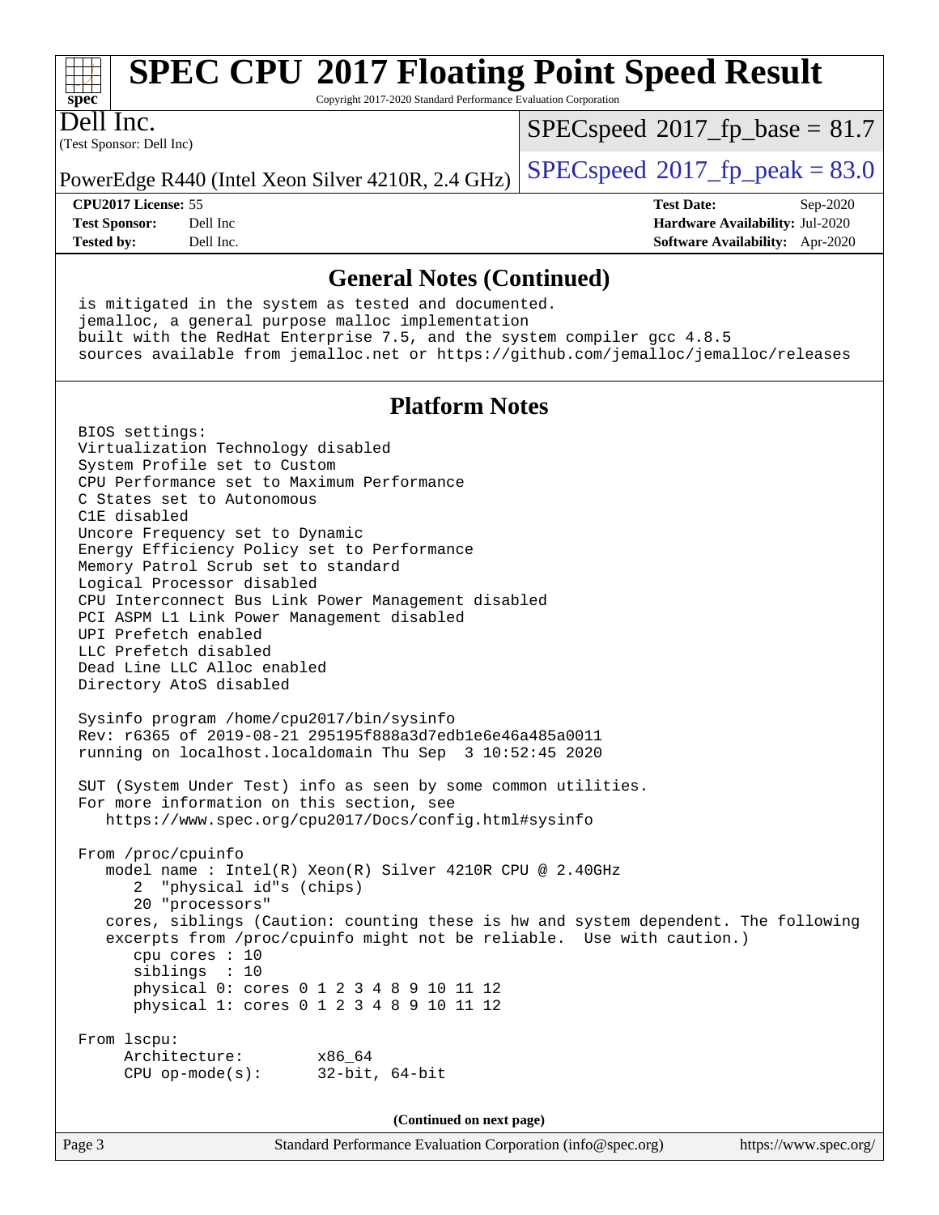# SPEC CPU 2017 Floating Point Speed Result

Copyright 2017-2020 Standard Performance Evaluation Corporation

**Dell Inc.**
(Test Sponsor: Dell Inc)

PowerEdge R440 (Intel Xeon Silver 4210R, 2.4 GHz)

SPECspeed 2017_fp_base = 81.7

SPECspeed 2017_fp_peak = 83.0

| | | | |
|---|---|---|---|
| **CPU2017 License:** | 55 | **Test Date:** | Sep-2020 |
| **Test Sponsor:** | Dell Inc | **Hardware Availability:** | Jul-2020 |
| **Tested by:** | Dell Inc. | **Software Availability:** | Apr-2020 |

## General Notes (Continued)

```
is mitigated in the system as tested and documented.
jemalloc, a general purpose malloc implementation
built with the RedHat Enterprise 7.5, and the system compiler gcc 4.8.5
sources available from jemalloc.net or https://github.com/jemalloc/jemalloc/releases
```

## Platform Notes

```
BIOS settings:
Virtualization Technology disabled
System Profile set to Custom
CPU Performance set to Maximum Performance
C States set to Autonomous
C1E disabled
Uncore Frequency set to Dynamic
Energy Efficiency Policy set to Performance
Memory Patrol Scrub set to standard
Logical Processor disabled
CPU Interconnect Bus Link Power Management disabled
PCI ASPM L1 Link Power Management disabled
UPI Prefetch enabled
LLC Prefetch disabled
Dead Line LLC Alloc enabled
Directory AtoS disabled

Sysinfo program /home/cpu2017/bin/sysinfo
Rev: r6365 of 2019-08-21 295195f888a3d7edb1e6e46a485a0011
running on localhost.localdomain Thu Sep  3 10:52:45 2020

SUT (System Under Test) info as seen by some common utilities.
For more information on this section, see
   https://www.spec.org/cpu2017/Docs/config.html#sysinfo

From /proc/cpuinfo
   model name : Intel(R) Xeon(R) Silver 4210R CPU @ 2.40GHz
      2  "physical id"s (chips)
      20 "processors"
   cores, siblings (Caution: counting these is hw and system dependent. The following
   excerpts from /proc/cpuinfo might not be reliable.  Use with caution.)
      cpu cores : 10
      siblings  : 10
      physical 0: cores 0 1 2 3 4 8 9 10 11 12
      physical 1: cores 0 1 2 3 4 8 9 10 11 12

From lscpu:
     Architecture:        x86_64
     CPU op-mode(s):      32-bit, 64-bit
```

(Continued on next page)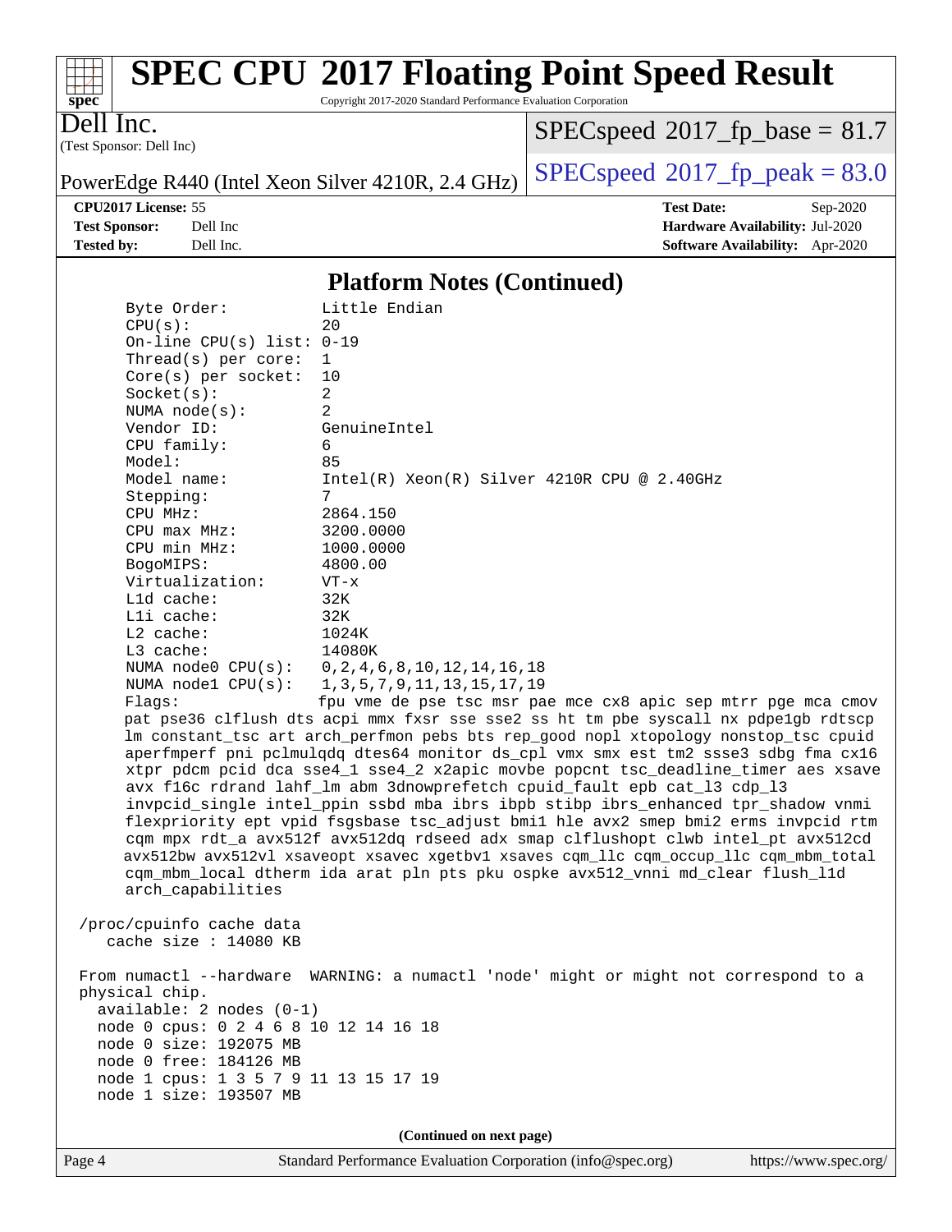## Platform Notes (Continued)

```
     Byte Order:            Little Endian
     CPU(s):                20
     On-line CPU(s) list: 0-19
     Thread(s) per core:  1
     Core(s) per socket:  10
     Socket(s):             2
     NUMA node(s):          2
     Vendor ID:             GenuineIntel
     CPU family:            6
     Model:                 85
     Model name:            Intel(R) Xeon(R) Silver 4210R CPU @ 2.40GHz
     Stepping:              7
     CPU MHz:               2864.150
     CPU max MHz:           3200.0000
     CPU min MHz:           1000.0000
     BogoMIPS:              4800.00
     Virtualization:        VT-x
     L1d cache:             32K
     L1i cache:             32K
     L2 cache:              1024K
     L3 cache:              14080K
     NUMA node0 CPU(s):   0,2,4,6,8,10,12,14,16,18
     NUMA node1 CPU(s):   1,3,5,7,9,11,13,15,17,19
     Flags:                 fpu vme de pse tsc msr pae mce cx8 apic sep mtrr pge mca cmov
     pat pse36 clflush dts acpi mmx fxsr sse sse2 ss ht tm pbe syscall nx pdpe1gb rdtscp
     lm constant_tsc art arch_perfmon pebs bts rep_good nopl xtopology nonstop_tsc cpuid
     aperfmperf pni pclmulqdq dtes64 monitor ds_cpl vmx smx est tm2 ssse3 sdbg fma cx16
     xtpr pdcm pcid dca sse4_1 sse4_2 x2apic movbe popcnt tsc_deadline_timer aes xsave
     avx f16c rdrand lahf_lm abm 3dnowprefetch cpuid_fault epb cat_l3 cdp_l3
     invpcid_single intel_ppin ssbd mba ibrs ibpb stibp ibrs_enhanced tpr_shadow vnmi
     flexpriority ept vpid fsgsbase tsc_adjust bmi1 hle avx2 smep bmi2 erms invpcid rtm
     cqm mpx rdt_a avx512f avx512dq rdseed adx smap clflushopt clwb intel_pt avx512cd
     avx512bw avx512vl xsaveopt xsavec xgetbv1 xsaves cqm_llc cqm_occup_llc cqm_mbm_total
     cqm_mbm_local dtherm ida arat pln pts pku ospke avx512_vnni md_clear flush_l1d
     arch_capabilities

 /proc/cpuinfo cache data
    cache size : 14080 KB

 From numactl --hardware  WARNING: a numactl 'node' might or might not correspond to a
 physical chip.
   available: 2 nodes (0-1)
   node 0 cpus: 0 2 4 6 8 10 12 14 16 18
   node 0 size: 192075 MB
   node 0 free: 184126 MB
   node 1 cpus: 1 3 5 7 9 11 13 15 17 19
   node 1 size: 193507 MB
```

(Continued on next page)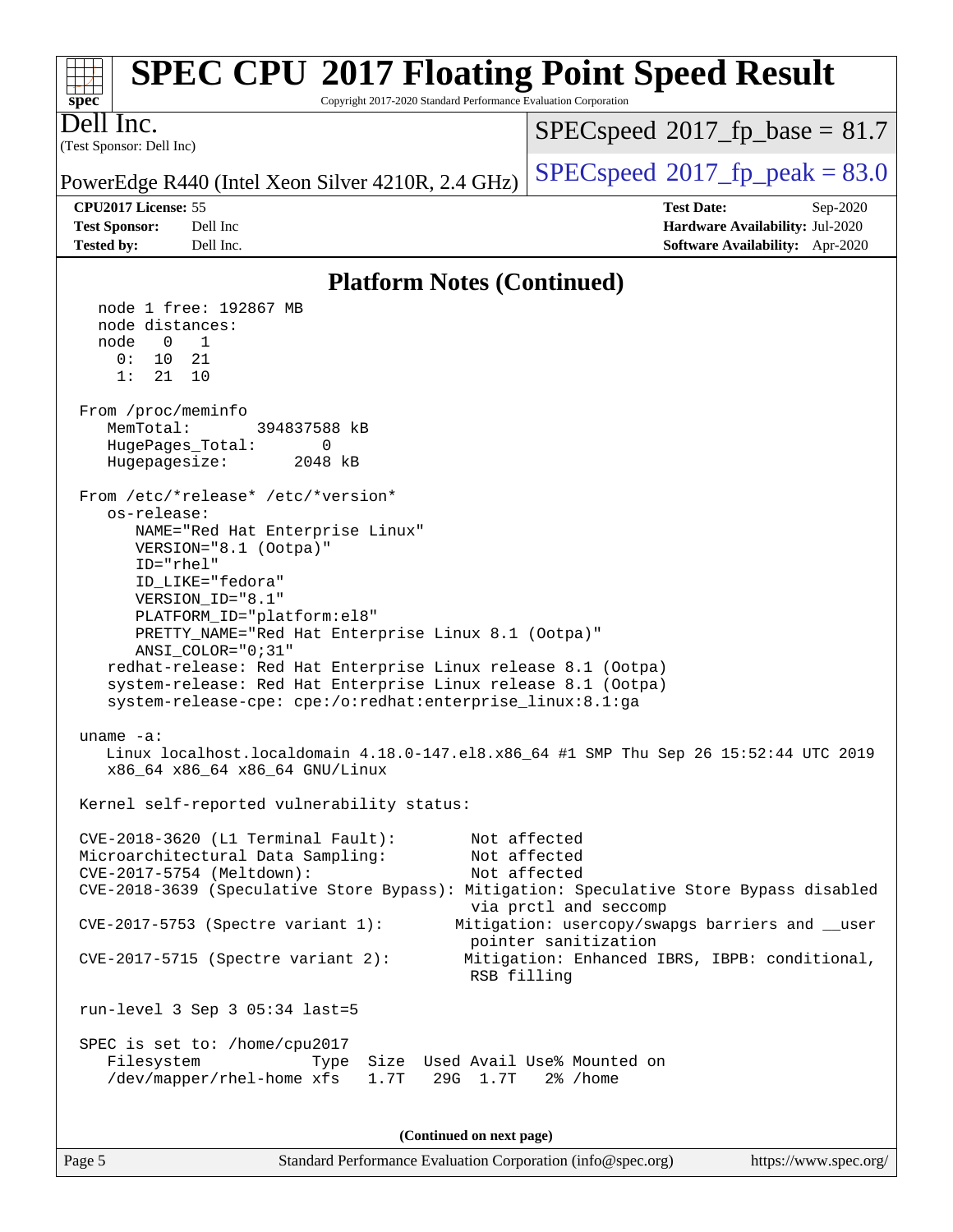## Platform Notes (Continued)

```
   node 1 free: 192867 MB
   node distances:
   node   0   1
     0:  10  21
     1:  21  10

 From /proc/meminfo
    MemTotal:       394837588 kB
    HugePages_Total:       0
    Hugepagesize:       2048 kB

 From /etc/*release* /etc/*version*
    os-release:
       NAME="Red Hat Enterprise Linux"
       VERSION="8.1 (Ootpa)"
       ID="rhel"
       ID_LIKE="fedora"
       VERSION_ID="8.1"
       PLATFORM_ID="platform:el8"
       PRETTY_NAME="Red Hat Enterprise Linux 8.1 (Ootpa)"
       ANSI_COLOR="0;31"
    redhat-release: Red Hat Enterprise Linux release 8.1 (Ootpa)
    system-release: Red Hat Enterprise Linux release 8.1 (Ootpa)
    system-release-cpe: cpe:/o:redhat:enterprise_linux:8.1:ga

 uname -a:
    Linux localhost.localdomain 4.18.0-147.el8.x86_64 #1 SMP Thu Sep 26 15:52:44 UTC 2019
    x86_64 x86_64 x86_64 GNU/Linux

 Kernel self-reported vulnerability status:

 CVE-2018-3620 (L1 Terminal Fault):        Not affected
 Microarchitectural Data Sampling:         Not affected
 CVE-2017-5754 (Meltdown):                 Not affected
 CVE-2018-3639 (Speculative Store Bypass): Mitigation: Speculative Store Bypass disabled
                                           via prctl and seccomp
 CVE-2017-5753 (Spectre variant 1):       Mitigation: usercopy/swapgs barriers and __user
                                           pointer sanitization
 CVE-2017-5715 (Spectre variant 2):        Mitigation: Enhanced IBRS, IBPB: conditional,
                                           RSB filling

 run-level 3 Sep 3 05:34 last=5

 SPEC is set to: /home/cpu2017
    Filesystem            Type  Size  Used Avail Use% Mounted on
    /dev/mapper/rhel-home xfs   1.7T   29G  1.7T   2% /home
```

(Continued on next page)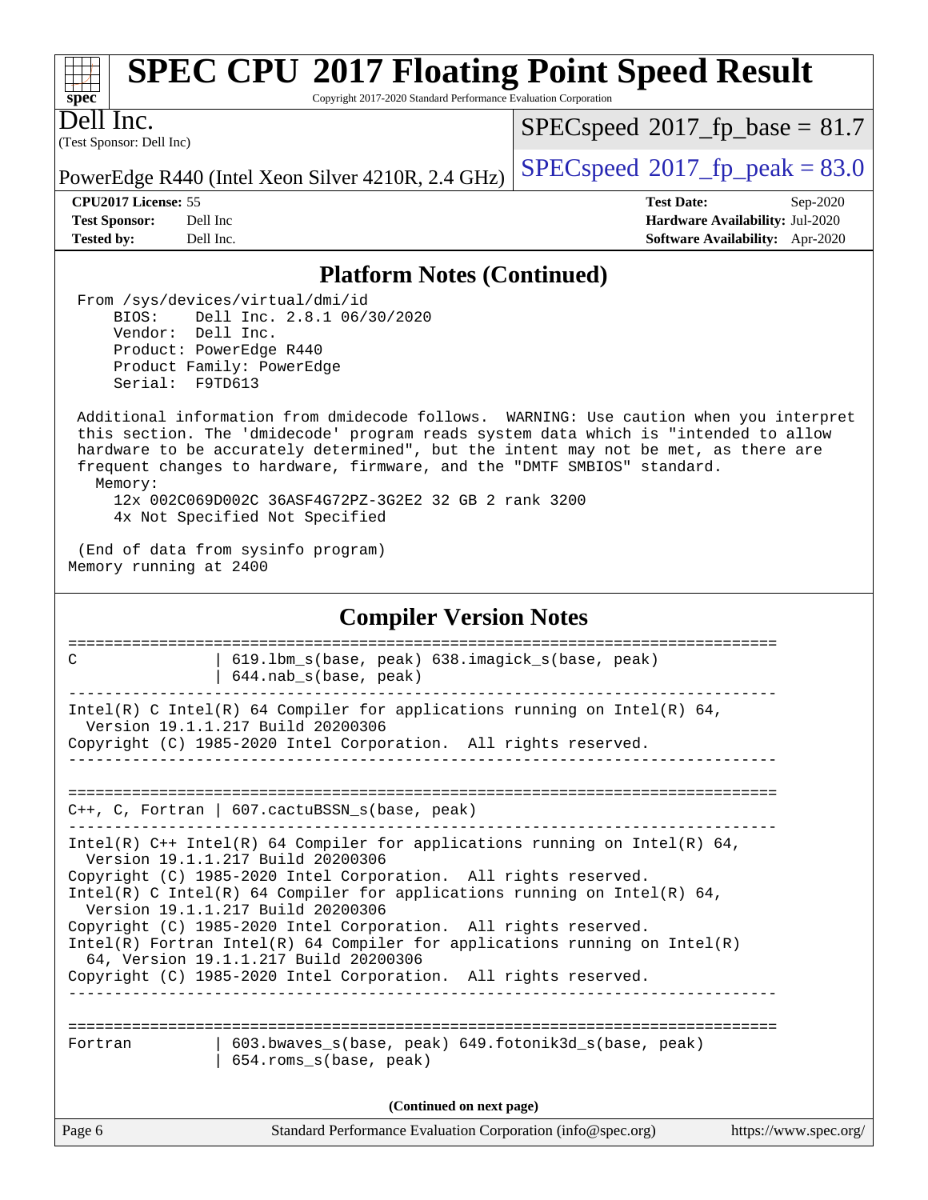## Platform Notes (Continued)

```
 From /sys/devices/virtual/dmi/id
     BIOS:    Dell Inc. 2.8.1 06/30/2020
     Vendor:  Dell Inc.
     Product: PowerEdge R440
     Product Family: PowerEdge
     Serial:  F9TD613

 Additional information from dmidecode follows.  WARNING: Use caution when you interpret
 this section. The 'dmidecode' program reads system data which is "intended to allow
 hardware to be accurately determined", but the intent may not be met, as there are
 frequent changes to hardware, firmware, and the "DMTF SMBIOS" standard.
   Memory:
     12x 002C069D002C 36ASF4G72PZ-3G2E2 32 GB 2 rank 3200
     4x Not Specified Not Specified

 (End of data from sysinfo program)
Memory running at 2400
```

## Compiler Version Notes

```
==============================================================================
C               | 619.lbm_s(base, peak) 638.imagick_s(base, peak)
                | 644.nab_s(base, peak)
------------------------------------------------------------------------------
Intel(R) C Intel(R) 64 Compiler for applications running on Intel(R) 64,
  Version 19.1.1.217 Build 20200306
Copyright (C) 1985-2020 Intel Corporation.  All rights reserved.
------------------------------------------------------------------------------

==============================================================================
C++, C, Fortran | 607.cactuBSSN_s(base, peak)
------------------------------------------------------------------------------
Intel(R) C++ Intel(R) 64 Compiler for applications running on Intel(R) 64,
  Version 19.1.1.217 Build 20200306
Copyright (C) 1985-2020 Intel Corporation.  All rights reserved.
Intel(R) C Intel(R) 64 Compiler for applications running on Intel(R) 64,
  Version 19.1.1.217 Build 20200306
Copyright (C) 1985-2020 Intel Corporation.  All rights reserved.
Intel(R) Fortran Intel(R) 64 Compiler for applications running on Intel(R)
  64, Version 19.1.1.217 Build 20200306
Copyright (C) 1985-2020 Intel Corporation.  All rights reserved.
------------------------------------------------------------------------------

==============================================================================
Fortran         | 603.bwaves_s(base, peak) 649.fotonik3d_s(base, peak)
                | 654.roms_s(base, peak)
```

**(Continued on next page)**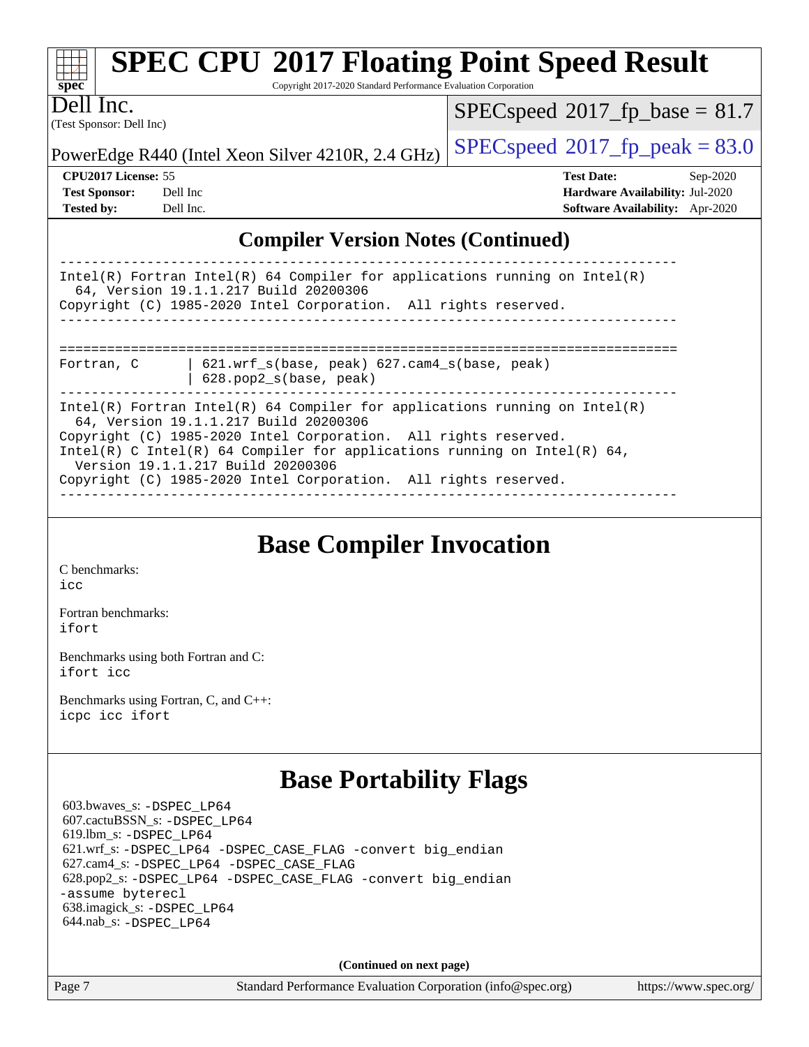# SPEC CPU 2017 Floating Point Speed Result

Copyright 2017-2020 Standard Performance Evaluation Corporation

**Dell Inc.**
(Test Sponsor: Dell Inc)

PowerEdge R440 (Intel Xeon Silver 4210R, 2.4 GHz)

SPECspeed 2017_fp_base = 81.7

SPECspeed 2017_fp_peak = 83.0

**CPU2017 License:** 55
**Test Sponsor:** Dell Inc
**Tested by:** Dell Inc.

**Test Date:** Sep-2020
**Hardware Availability:** Jul-2020
**Software Availability:** Apr-2020

## Compiler Version Notes (Continued)

```
------------------------------------------------------------------------------
Intel(R) Fortran Intel(R) 64 Compiler for applications running on Intel(R)
  64, Version 19.1.1.217 Build 20200306
Copyright (C) 1985-2020 Intel Corporation.  All rights reserved.
------------------------------------------------------------------------------

==============================================================================
Fortran, C      | 621.wrf_s(base, peak) 627.cam4_s(base, peak)
                | 628.pop2_s(base, peak)
------------------------------------------------------------------------------
Intel(R) Fortran Intel(R) 64 Compiler for applications running on Intel(R)
  64, Version 19.1.1.217 Build 20200306
Copyright (C) 1985-2020 Intel Corporation.  All rights reserved.
Intel(R) C Intel(R) 64 Compiler for applications running on Intel(R) 64,
  Version 19.1.1.217 Build 20200306
Copyright (C) 1985-2020 Intel Corporation.  All rights reserved.
------------------------------------------------------------------------------
```

## Base Compiler Invocation

C benchmarks:
icc

Fortran benchmarks:
ifort

Benchmarks using both Fortran and C:
ifort icc

Benchmarks using Fortran, C, and C++:
icpc icc ifort

## Base Portability Flags

603.bwaves_s: -DSPEC_LP64
607.cactuBSSN_s: -DSPEC_LP64
619.lbm_s: -DSPEC_LP64
621.wrf_s: -DSPEC_LP64 -DSPEC_CASE_FLAG -convert big_endian
627.cam4_s: -DSPEC_LP64 -DSPEC_CASE_FLAG
628.pop2_s: -DSPEC_LP64 -DSPEC_CASE_FLAG -convert big_endian -assume byterecl
638.imagick_s: -DSPEC_LP64
644.nab_s: -DSPEC_LP64

**(Continued on next page)**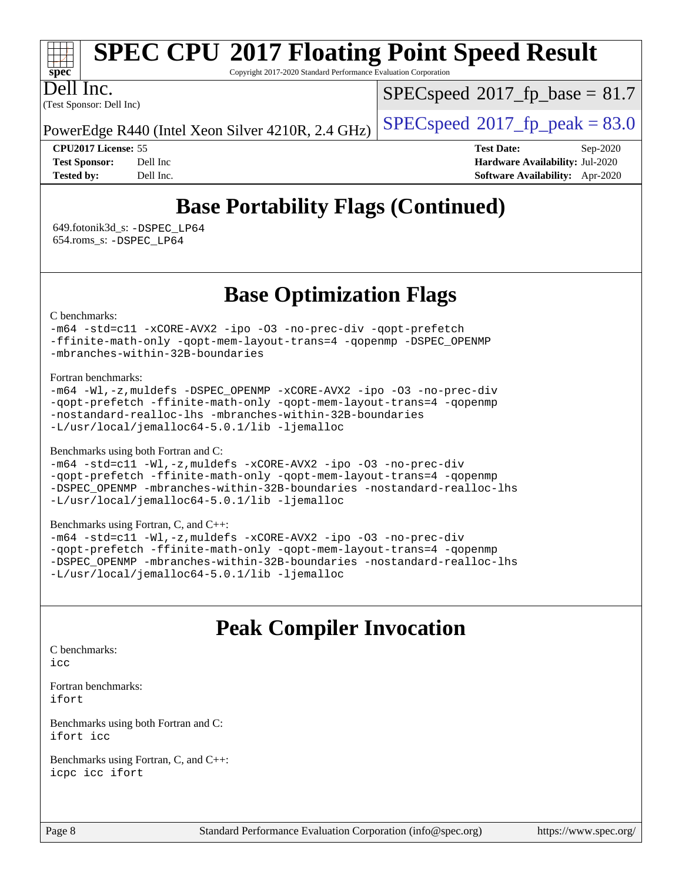## Base Portability Flags (Continued)

649.fotonik3d_s: -DSPEC_LP64
654.roms_s: -DSPEC_LP64

## Base Optimization Flags

C benchmarks:
```
-m64 -std=c11 -xCORE-AVX2 -ipo -O3 -no-prec-div -qopt-prefetch
-ffinite-math-only -qopt-mem-layout-trans=4 -qopenmp -DSPEC_OPENMP
-mbranches-within-32B-boundaries
```

Fortran benchmarks:
```
-m64 -Wl,-z,muldefs -DSPEC_OPENMP -xCORE-AVX2 -ipo -O3 -no-prec-div
-qopt-prefetch -ffinite-math-only -qopt-mem-layout-trans=4 -qopenmp
-nostandard-realloc-lhs -mbranches-within-32B-boundaries
-L/usr/local/jemalloc64-5.0.1/lib -ljemalloc
```

Benchmarks using both Fortran and C:
```
-m64 -std=c11 -Wl,-z,muldefs -xCORE-AVX2 -ipo -O3 -no-prec-div
-qopt-prefetch -ffinite-math-only -qopt-mem-layout-trans=4 -qopenmp
-DSPEC_OPENMP -mbranches-within-32B-boundaries -nostandard-realloc-lhs
-L/usr/local/jemalloc64-5.0.1/lib -ljemalloc
```

Benchmarks using Fortran, C, and C++:
```
-m64 -std=c11 -Wl,-z,muldefs -xCORE-AVX2 -ipo -O3 -no-prec-div
-qopt-prefetch -ffinite-math-only -qopt-mem-layout-trans=4 -qopenmp
-DSPEC_OPENMP -mbranches-within-32B-boundaries -nostandard-realloc-lhs
-L/usr/local/jemalloc64-5.0.1/lib -ljemalloc
```

## Peak Compiler Invocation

C benchmarks:
```
icc
```

Fortran benchmarks:
```
ifort
```

Benchmarks using both Fortran and C:
```
ifort icc
```

Benchmarks using Fortran, C, and C++:
```
icpc icc ifort
```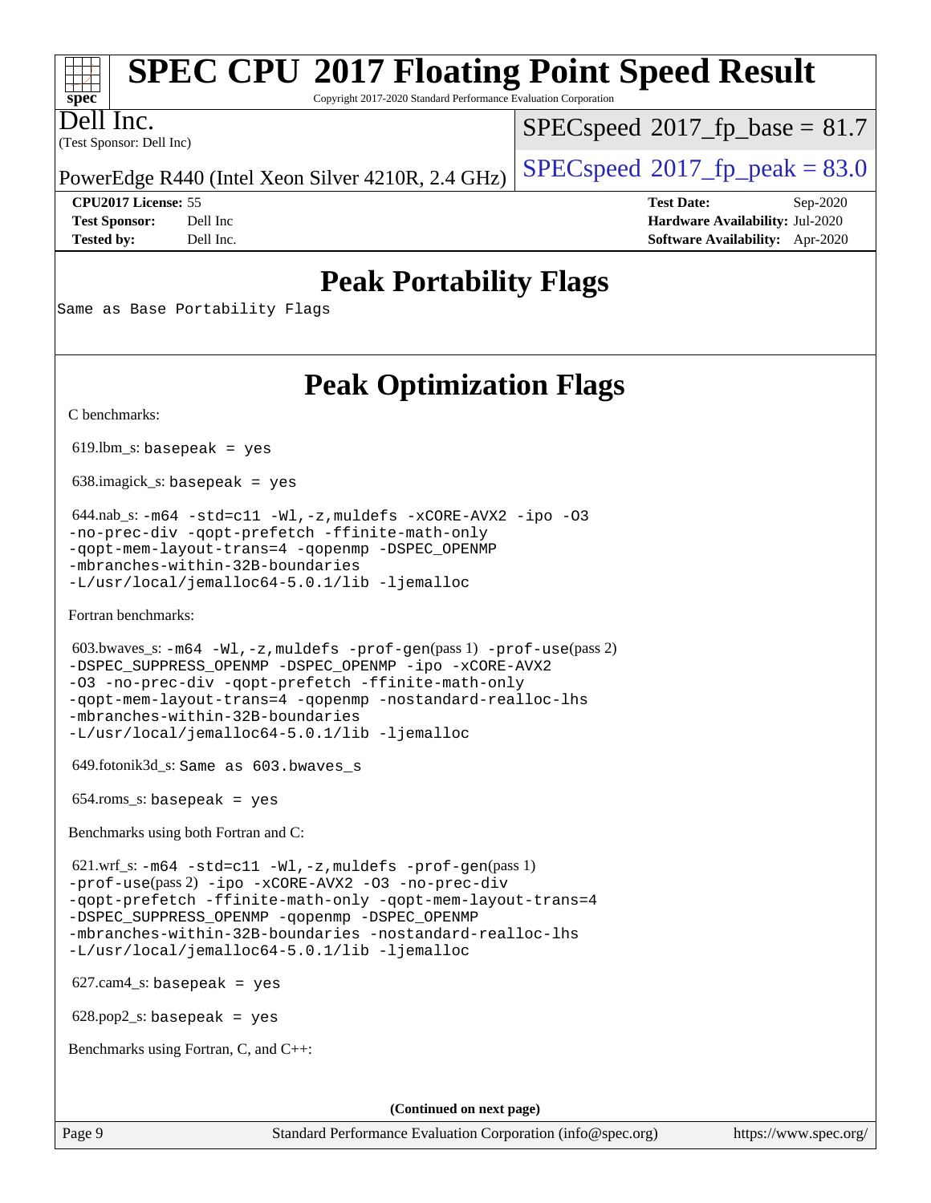# SPEC CPU 2017 Floating Point Speed Result

Copyright 2017-2020 Standard Performance Evaluation Corporation

**Dell Inc.**
(Test Sponsor: Dell Inc)

PowerEdge R440 (Intel Xeon Silver 4210R, 2.4 GHz)

SPECspeed 2017_fp_base = 81.7

SPECspeed 2017_fp_peak = 83.0

| | | | |
|---|---|---|---|
| **CPU2017 License:** | 55 | **Test Date:** | Sep-2020 |
| **Test Sponsor:** | Dell Inc | **Hardware Availability:** | Jul-2020 |
| **Tested by:** | Dell Inc. | **Software Availability:** | Apr-2020 |

## Peak Portability Flags

Same as Base Portability Flags

## Peak Optimization Flags

C benchmarks:

619.lbm_s: `basepeak = yes`

638.imagick_s: `basepeak = yes`

644.nab_s: `-m64 -std=c11 -Wl,-z,muldefs -xCORE-AVX2 -ipo -O3 -no-prec-div -qopt-prefetch -ffinite-math-only -qopt-mem-layout-trans=4 -qopenmp -DSPEC_OPENMP -mbranches-within-32B-boundaries -L/usr/local/jemalloc64-5.0.1/lib -ljemalloc`

Fortran benchmarks:

603.bwaves_s: `-m64 -Wl,-z,muldefs -prof-gen`(pass 1) `-prof-use`(pass 2) `-DSPEC_SUPPRESS_OPENMP -DSPEC_OPENMP -ipo -xCORE-AVX2 -O3 -no-prec-div -qopt-prefetch -ffinite-math-only -qopt-mem-layout-trans=4 -qopenmp -nostandard-realloc-lhs -mbranches-within-32B-boundaries -L/usr/local/jemalloc64-5.0.1/lib -ljemalloc`

649.fotonik3d_s: `Same as 603.bwaves_s`

654.roms_s: `basepeak = yes`

Benchmarks using both Fortran and C:

621.wrf_s: `-m64 -std=c11 -Wl,-z,muldefs -prof-gen`(pass 1) `-prof-use`(pass 2) `-ipo -xCORE-AVX2 -O3 -no-prec-div -qopt-prefetch -ffinite-math-only -qopt-mem-layout-trans=4 -DSPEC_SUPPRESS_OPENMP -qopenmp -DSPEC_OPENMP -mbranches-within-32B-boundaries -nostandard-realloc-lhs -L/usr/local/jemalloc64-5.0.1/lib -ljemalloc`

627.cam4_s: `basepeak = yes`

628.pop2_s: `basepeak = yes`

Benchmarks using Fortran, C, and C++:

**(Continued on next page)**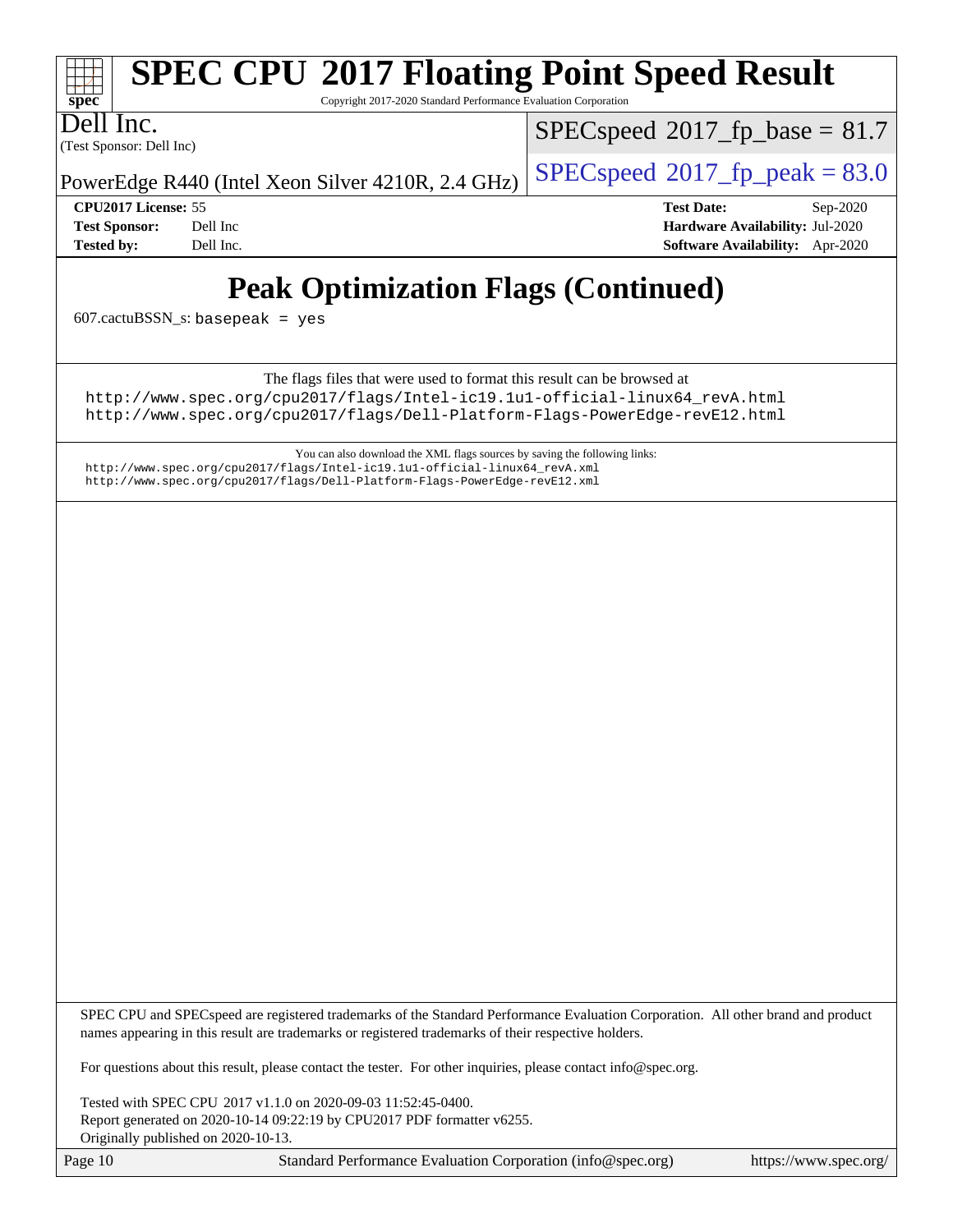# Peak Optimization Flags (Continued)

607.cactuBSSN_s: basepeak = yes

The flags files that were used to format this result can be browsed at
http://www.spec.org/cpu2017/flags/Intel-ic19.1u1-official-linux64_revA.html
http://www.spec.org/cpu2017/flags/Dell-Platform-Flags-PowerEdge-revE12.html

You can also download the XML flags sources by saving the following links:
http://www.spec.org/cpu2017/flags/Intel-ic19.1u1-official-linux64_revA.xml
http://www.spec.org/cpu2017/flags/Dell-Platform-Flags-PowerEdge-revE12.xml

SPEC CPU and SPECspeed are registered trademarks of the Standard Performance Evaluation Corporation. All other brand and product names appearing in this result are trademarks or registered trademarks of their respective holders.

For questions about this result, please contact the tester. For other inquiries, please contact info@spec.org.

Tested with SPEC CPU 2017 v1.1.0 on 2020-09-03 11:52:45-0400.
Report generated on 2020-10-14 09:22:19 by CPU2017 PDF formatter v6255.
Originally published on 2020-10-13.